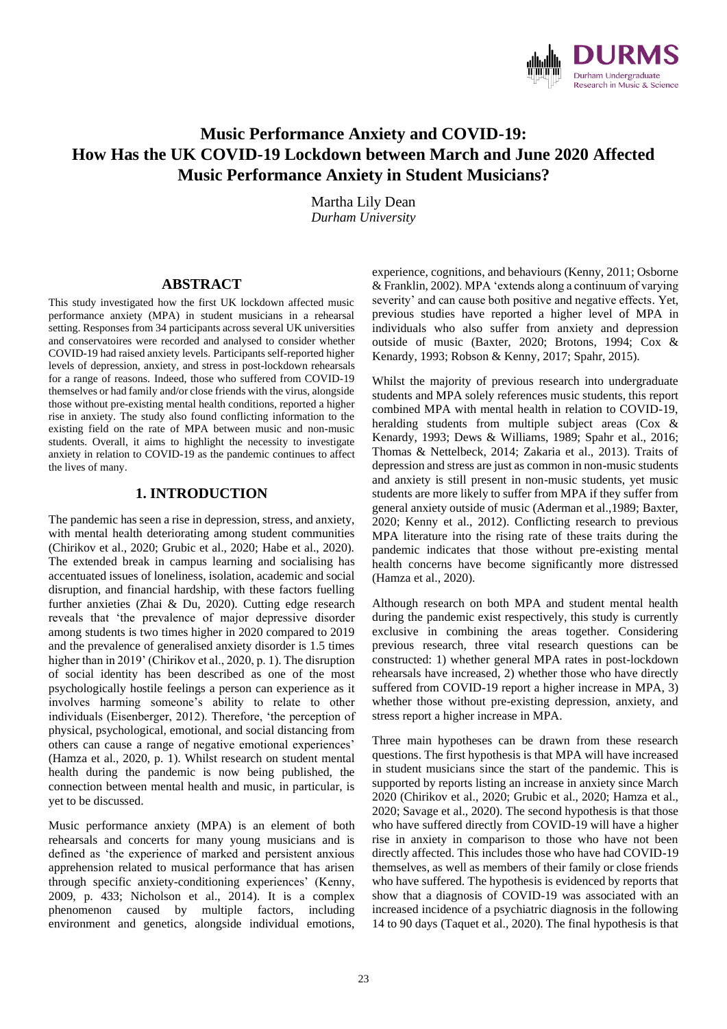# Music Performance Anxiety and COVID-19: How Has the UK COVID-19 Lockdown between March and June 2020 Affected Music Performance Anxiety in Student Musicians?

Martha Lily Dean
*Durham University*

## ABSTRACT

This study investigated how the first UK lockdown affected music performance anxiety (MPA) in student musicians in a rehearsal setting. Responses from 34 participants across several UK universities and conservatoires were recorded and analysed to consider whether COVID-19 had raised anxiety levels. Participants self-reported higher levels of depression, anxiety, and stress in post-lockdown rehearsals for a range of reasons. Indeed, those who suffered from COVID-19 themselves or had family and/or close friends with the virus, alongside those without pre-existing mental health conditions, reported a higher rise in anxiety. The study also found conflicting information to the existing field on the rate of MPA between music and non-music students. Overall, it aims to highlight the necessity to investigate anxiety in relation to COVID-19 as the pandemic continues to affect the lives of many.

## 1. INTRODUCTION

The pandemic has seen a rise in depression, stress, and anxiety, with mental health deteriorating among student communities (Chirikov et al., 2020; Grubic et al., 2020; Habe et al., 2020). The extended break in campus learning and socialising has accentuated issues of loneliness, isolation, academic and social disruption, and financial hardship, with these factors fuelling further anxieties (Zhai & Du, 2020). Cutting edge research reveals that 'the prevalence of major depressive disorder among students is two times higher in 2020 compared to 2019 and the prevalence of generalised anxiety disorder is 1.5 times higher than in 2019' (Chirikov et al., 2020, p. 1). The disruption of social identity has been described as one of the most psychologically hostile feelings a person can experience as it involves harming someone's ability to relate to other individuals (Eisenberger, 2012). Therefore, 'the perception of physical, psychological, emotional, and social distancing from others can cause a range of negative emotional experiences' (Hamza et al., 2020, p. 1). Whilst research on student mental health during the pandemic is now being published, the connection between mental health and music, in particular, is yet to be discussed.

Music performance anxiety (MPA) is an element of both rehearsals and concerts for many young musicians and is defined as 'the experience of marked and persistent anxious apprehension related to musical performance that has arisen through specific anxiety-conditioning experiences' (Kenny, 2009, p. 433; Nicholson et al., 2014). It is a complex phenomenon caused by multiple factors, including environment and genetics, alongside individual emotions, experience, cognitions, and behaviours (Kenny, 2011; Osborne & Franklin, 2002). MPA 'extends along a continuum of varying severity' and can cause both positive and negative effects. Yet, previous studies have reported a higher level of MPA in individuals who also suffer from anxiety and depression outside of music (Baxter, 2020; Brotons, 1994; Cox & Kenardy, 1993; Robson & Kenny, 2017; Spahr, 2015).

Whilst the majority of previous research into undergraduate students and MPA solely references music students, this report combined MPA with mental health in relation to COVID-19, heralding students from multiple subject areas (Cox & Kenardy, 1993; Dews & Williams, 1989; Spahr et al., 2016; Thomas & Nettelbeck, 2014; Zakaria et al., 2013). Traits of depression and stress are just as common in non-music students and anxiety is still present in non-music students, yet music students are more likely to suffer from MPA if they suffer from general anxiety outside of music (Aderman et al.,1989; Baxter, 2020; Kenny et al., 2012). Conflicting research to previous MPA literature into the rising rate of these traits during the pandemic indicates that those without pre-existing mental health concerns have become significantly more distressed (Hamza et al., 2020).

Although research on both MPA and student mental health during the pandemic exist respectively, this study is currently exclusive in combining the areas together. Considering previous research, three vital research questions can be constructed: 1) whether general MPA rates in post-lockdown rehearsals have increased, 2) whether those who have directly suffered from COVID-19 report a higher increase in MPA, 3) whether those without pre-existing depression, anxiety, and stress report a higher increase in MPA.

Three main hypotheses can be drawn from these research questions. The first hypothesis is that MPA will have increased in student musicians since the start of the pandemic. This is supported by reports listing an increase in anxiety since March 2020 (Chirikov et al., 2020; Grubic et al., 2020; Hamza et al., 2020; Savage et al., 2020). The second hypothesis is that those who have suffered directly from COVID-19 will have a higher rise in anxiety in comparison to those who have not been directly affected. This includes those who have had COVID-19 themselves, as well as members of their family or close friends who have suffered. The hypothesis is evidenced by reports that show that a diagnosis of COVID-19 was associated with an increased incidence of a psychiatric diagnosis in the following 14 to 90 days (Taquet et al., 2020). The final hypothesis is that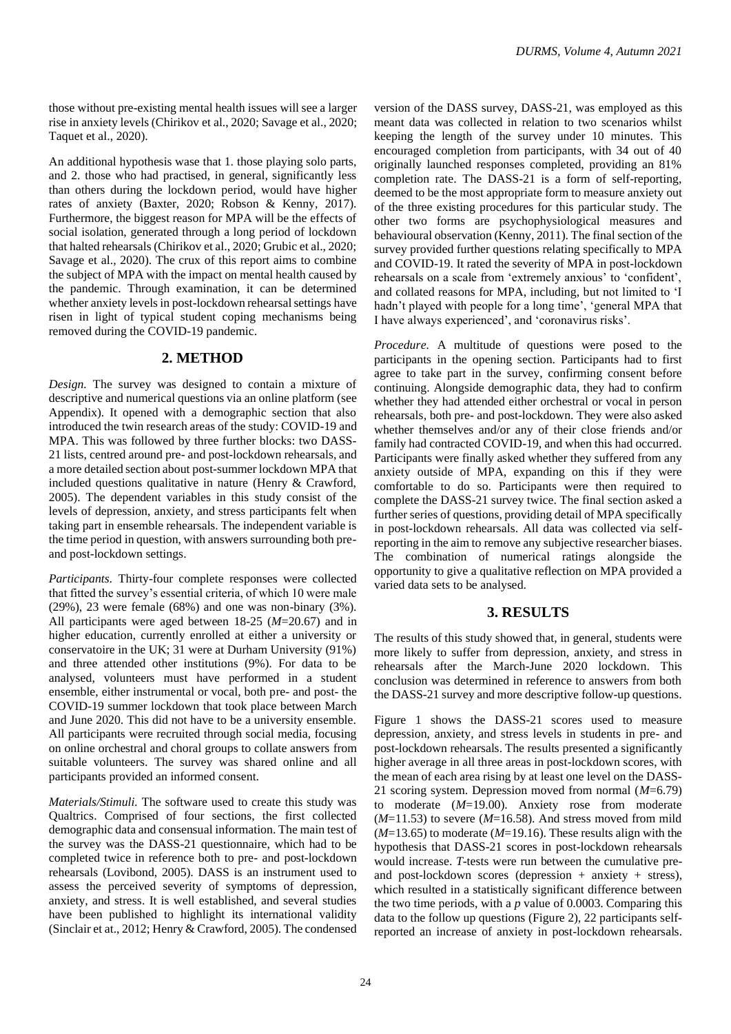those without pre-existing mental health issues will see a larger rise in anxiety levels (Chirikov et al., 2020; Savage et al., 2020; Taquet et al., 2020).

An additional hypothesis wase that 1. those playing solo parts, and 2. those who had practised, in general, significantly less than others during the lockdown period, would have higher rates of anxiety (Baxter, 2020; Robson & Kenny, 2017). Furthermore, the biggest reason for MPA will be the effects of social isolation, generated through a long period of lockdown that halted rehearsals (Chirikov et al., 2020; Grubic et al., 2020; Savage et al., 2020). The crux of this report aims to combine the subject of MPA with the impact on mental health caused by the pandemic. Through examination, it can be determined whether anxiety levels in post-lockdown rehearsal settings have risen in light of typical student coping mechanisms being removed during the COVID-19 pandemic.

## 2. METHOD

*Design.* The survey was designed to contain a mixture of descriptive and numerical questions via an online platform (see Appendix). It opened with a demographic section that also introduced the twin research areas of the study: COVID-19 and MPA. This was followed by three further blocks: two DASS-21 lists, centred around pre- and post-lockdown rehearsals, and a more detailed section about post-summer lockdown MPA that included questions qualitative in nature (Henry & Crawford, 2005). The dependent variables in this study consist of the levels of depression, anxiety, and stress participants felt when taking part in ensemble rehearsals. The independent variable is the time period in question, with answers surrounding both pre- and post-lockdown settings.

*Participants.* Thirty-four complete responses were collected that fitted the survey's essential criteria, of which 10 were male (29%), 23 were female (68%) and one was non-binary (3%). All participants were aged between 18-25 ($M$=20.67) and in higher education, currently enrolled at either a university or conservatoire in the UK; 31 were at Durham University (91%) and three attended other institutions (9%). For data to be analysed, volunteers must have performed in a student ensemble, either instrumental or vocal, both pre- and post- the COVID-19 summer lockdown that took place between March and June 2020. This did not have to be a university ensemble. All participants were recruited through social media, focusing on online orchestral and choral groups to collate answers from suitable volunteers. The survey was shared online and all participants provided an informed consent.

*Materials/Stimuli.* The software used to create this study was Qualtrics. Comprised of four sections, the first collected demographic data and consensual information. The main test of the survey was the DASS-21 questionnaire, which had to be completed twice in reference both to pre- and post-lockdown rehearsals (Lovibond, 2005). DASS is an instrument used to assess the perceived severity of symptoms of depression, anxiety, and stress. It is well established, and several studies have been published to highlight its international validity (Sinclair et al., 2012; Henry & Crawford, 2005). The condensed version of the DASS survey, DASS-21, was employed as this meant data was collected in relation to two scenarios whilst keeping the length of the survey under 10 minutes. This encouraged completion from participants, with 34 out of 40 originally launched responses completed, providing an 81% completion rate. The DASS-21 is a form of self-reporting, deemed to be the most appropriate form to measure anxiety out of the three existing procedures for this particular study. The other two forms are psychophysiological measures and behavioural observation (Kenny, 2011). The final section of the survey provided further questions relating specifically to MPA and COVID-19. It rated the severity of MPA in post-lockdown rehearsals on a scale from 'extremely anxious' to 'confident', and collated reasons for MPA, including, but not limited to 'I hadn't played with people for a long time', 'general MPA that I have always experienced', and 'coronavirus risks'.

*Procedure.* A multitude of questions were posed to the participants in the opening section. Participants had to first agree to take part in the survey, confirming consent before continuing. Alongside demographic data, they had to confirm whether they had attended either orchestral or vocal in person rehearsals, both pre- and post-lockdown. They were also asked whether themselves and/or any of their close friends and/or family had contracted COVID-19, and when this had occurred. Participants were finally asked whether they suffered from any anxiety outside of MPA, expanding on this if they were comfortable to do so. Participants were then required to complete the DASS-21 survey twice. The final section asked a further series of questions, providing detail of MPA specifically in post-lockdown rehearsals. All data was collected via self-reporting in the aim to remove any subjective researcher biases. The combination of numerical ratings alongside the opportunity to give a qualitative reflection on MPA provided a varied data sets to be analysed.

## 3. RESULTS

The results of this study showed that, in general, students were more likely to suffer from depression, anxiety, and stress in rehearsals after the March-June 2020 lockdown. This conclusion was determined in reference to answers from both the DASS-21 survey and more descriptive follow-up questions.

Figure 1 shows the DASS-21 scores used to measure depression, anxiety, and stress levels in students in pre- and post-lockdown rehearsals. The results presented a significantly higher average in all three areas in post-lockdown scores, with the mean of each area rising by at least one level on the DASS-21 scoring system. Depression moved from normal ($M$=6.79) to moderate ($M$=19.00). Anxiety rose from moderate ($M$=11.53) to severe ($M$=16.58). And stress moved from mild ($M$=13.65) to moderate ($M$=19.16). These results align with the hypothesis that DASS-21 scores in post-lockdown rehearsals would increase. *T*-tests were run between the cumulative pre- and post-lockdown scores (depression + anxiety + stress), which resulted in a statistically significant difference between the two time periods, with a $p$ value of 0.0003. Comparing this data to the follow up questions (Figure 2), 22 participants self-reported an increase of anxiety in post-lockdown rehearsals.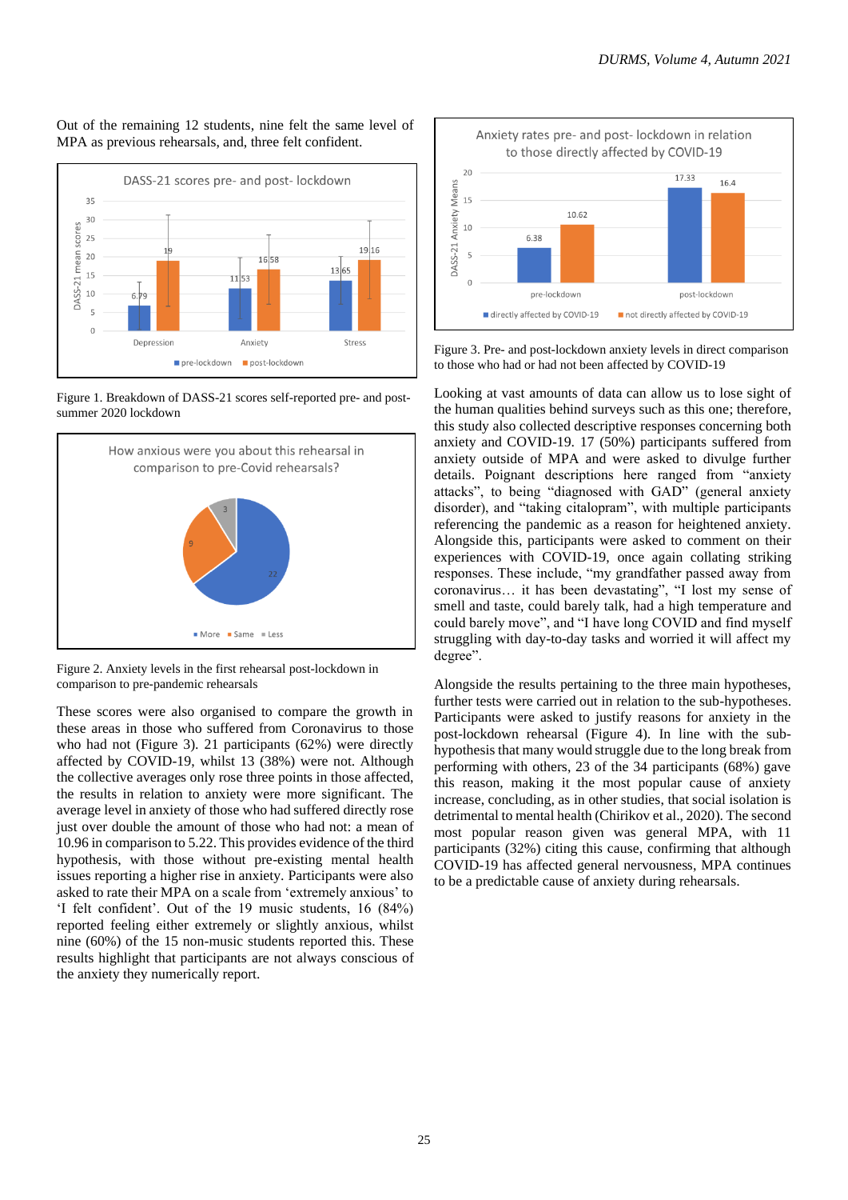Out of the remaining 12 students, nine felt the same level of MPA as previous rehearsals, and, three felt confident.

Figure 1. Breakdown of DASS-21 scores self-reported pre- and post-summer 2020 lockdown

Figure 2. Anxiety levels in the first rehearsal post-lockdown in comparison to pre-pandemic rehearsals

These scores were also organised to compare the growth in these areas in those who suffered from Coronavirus to those who had not (Figure 3). 21 participants (62%) were directly affected by COVID-19, whilst 13 (38%) were not. Although the collective averages only rose three points in those affected, the results in relation to anxiety were more significant. The average level in anxiety of those who had suffered directly rose just over double the amount of those who had not: a mean of 10.96 in comparison to 5.22. This provides evidence of the third hypothesis, with those without pre-existing mental health issues reporting a higher rise in anxiety. Participants were also asked to rate their MPA on a scale from 'extremely anxious' to 'I felt confident'. Out of the 19 music students, 16 (84%) reported feeling either extremely or slightly anxious, whilst nine (60%) of the 15 non-music students reported this. These results highlight that participants are not always conscious of the anxiety they numerically report.

Figure 3. Pre- and post-lockdown anxiety levels in direct comparison to those who had or had not been affected by COVID-19

Looking at vast amounts of data can allow us to lose sight of the human qualities behind surveys such as this one; therefore, this study also collected descriptive responses concerning both anxiety and COVID-19. 17 (50%) participants suffered from anxiety outside of MPA and were asked to divulge further details. Poignant descriptions here ranged from "anxiety attacks", to being "diagnosed with GAD" (general anxiety disorder), and "taking citalopram", with multiple participants referencing the pandemic as a reason for heightened anxiety. Alongside this, participants were asked to comment on their experiences with COVID-19, once again collating striking responses. These include, "my grandfather passed away from coronavirus… it has been devastating", "I lost my sense of smell and taste, could barely talk, had a high temperature and could barely move", and "I have long COVID and find myself struggling with day-to-day tasks and worried it will affect my degree".

Alongside the results pertaining to the three main hypotheses, further tests were carried out in relation to the sub-hypotheses. Participants were asked to justify reasons for anxiety in the post-lockdown rehearsal (Figure 4). In line with the sub-hypothesis that many would struggle due to the long break from performing with others, 23 of the 34 participants (68%) gave this reason, making it the most popular cause of anxiety increase, concluding, as in other studies, that social isolation is detrimental to mental health (Chirikov et al., 2020). The second most popular reason given was general MPA, with 11 participants (32%) citing this cause, confirming that although COVID-19 has affected general nervousness, MPA continues to be a predictable cause of anxiety during rehearsals.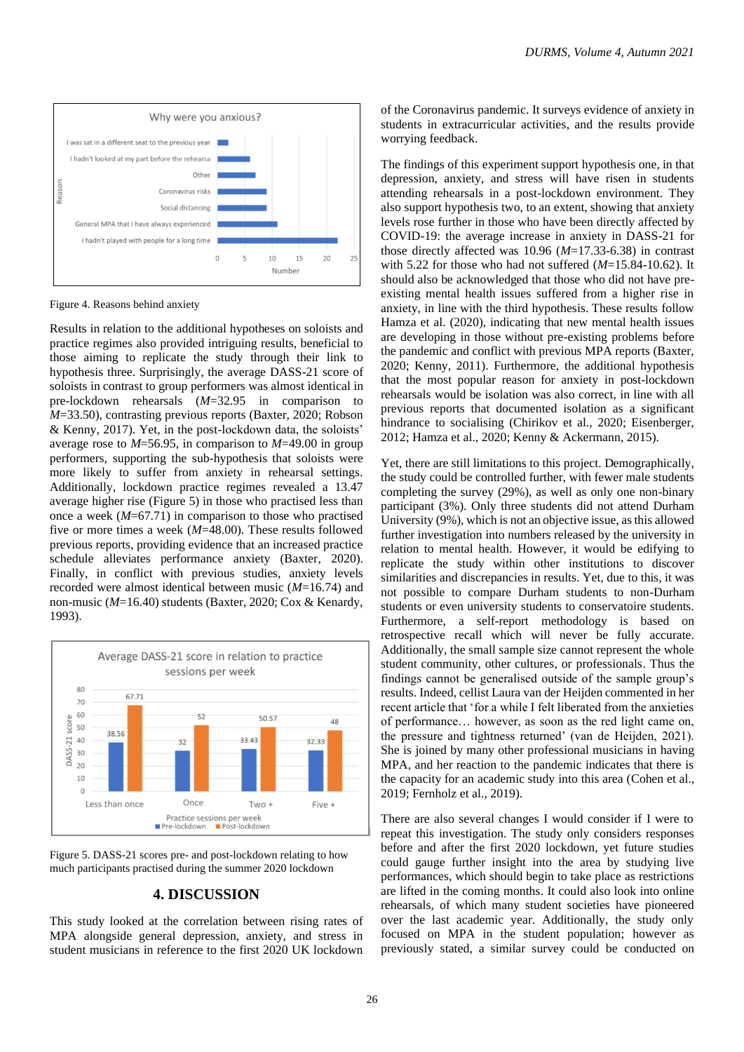Figure 4. Reasons behind anxiety

Results in relation to the additional hypotheses on soloists and practice regimes also provided intriguing results, beneficial to those aiming to replicate the study through their link to hypothesis three. Surprisingly, the average DASS-21 score of soloists in contrast to group performers was almost identical in pre-lockdown rehearsals (*M*=32.95 in comparison to *M*=33.50), contrasting previous reports (Baxter, 2020; Robson & Kenny, 2017). Yet, in the post-lockdown data, the soloists' average rose to *M*=56.95, in comparison to *M*=49.00 in group performers, supporting the sub-hypothesis that soloists were more likely to suffer from anxiety in rehearsal settings. Additionally, lockdown practice regimes revealed a 13.47 average higher rise (Figure 5) in those who practised less than once a week (*M*=67.71) in comparison to those who practised five or more times a week (*M*=48.00). These results followed previous reports, providing evidence that an increased practice schedule alleviates performance anxiety (Baxter, 2020). Finally, in conflict with previous studies, anxiety levels recorded were almost identical between music (*M*=16.74) and non-music (*M*=16.40) students (Baxter, 2020; Cox & Kenardy, 1993).

Figure 5. DASS-21 scores pre- and post-lockdown relating to how much participants practised during the summer 2020 lockdown

## 4. DISCUSSION

This study looked at the correlation between rising rates of MPA alongside general depression, anxiety, and stress in student musicians in reference to the first 2020 UK lockdown of the Coronavirus pandemic. It surveys evidence of anxiety in students in extracurricular activities, and the results provide worrying feedback.

The findings of this experiment support hypothesis one, in that depression, anxiety, and stress will have risen in students attending rehearsals in a post-lockdown environment. They also support hypothesis two, to an extent, showing that anxiety levels rose further in those who have been directly affected by COVID-19: the average increase in anxiety in DASS-21 for those directly affected was 10.96 (*M*=17.33-6.38) in contrast with 5.22 for those who had not suffered (*M*=15.84-10.62). It should also be acknowledged that those who did not have pre-existing mental health issues suffered from a higher rise in anxiety, in line with the third hypothesis. These results follow Hamza et al. (2020), indicating that new mental health issues are developing in those without pre-existing problems before the pandemic and conflict with previous MPA reports (Baxter, 2020; Kenny, 2011). Furthermore, the additional hypothesis that the most popular reason for anxiety in post-lockdown rehearsals would be isolation was also correct, in line with all previous reports that documented isolation as a significant hindrance to socialising (Chirikov et al., 2020; Eisenberger, 2012; Hamza et al., 2020; Kenny & Ackermann, 2015).

Yet, there are still limitations to this project. Demographically, the study could be controlled further, with fewer male students completing the survey (29%), as well as only one non-binary participant (3%). Only three students did not attend Durham University (9%), which is not an objective issue, as this allowed further investigation into numbers released by the university in relation to mental health. However, it would be edifying to replicate the study within other institutions to discover similarities and discrepancies in results. Yet, due to this, it was not possible to compare Durham students to non-Durham students or even university students to conservatoire students. Furthermore, a self-report methodology is based on retrospective recall which will never be fully accurate. Additionally, the small sample size cannot represent the whole student community, other cultures, or professionals. Thus the findings cannot be generalised outside of the sample group's results. Indeed, cellist Laura van der Heijden commented in her recent article that 'for a while I felt liberated from the anxieties of performance… however, as soon as the red light came on, the pressure and tightness returned' (van de Heijden, 2021). She is joined by many other professional musicians in having MPA, and her reaction to the pandemic indicates that there is the capacity for an academic study into this area (Cohen et al., 2019; Fernholz et al., 2019).

There are also several changes I would consider if I were to repeat this investigation. The study only considers responses before and after the first 2020 lockdown, yet future studies could gauge further insight into the area by studying live performances, which should begin to take place as restrictions are lifted in the coming months. It could also look into online rehearsals, of which many student societies have pioneered over the last academic year. Additionally, the study only focused on MPA in the student population; however as previously stated, a similar survey could be conducted on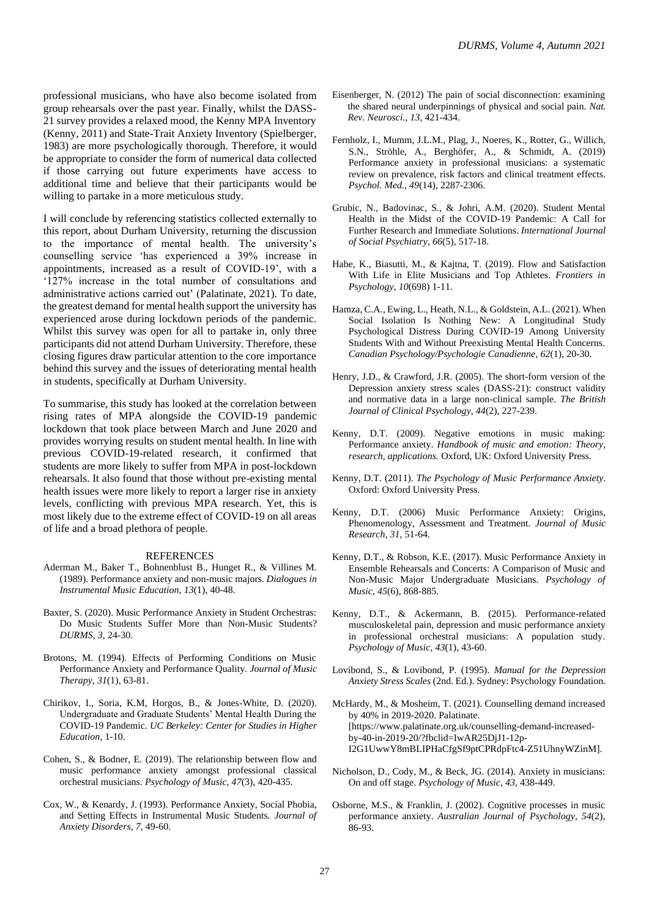professional musicians, who have also become isolated from group rehearsals over the past year. Finally, whilst the DASS-21 survey provides a relaxed mood, the Kenny MPA Inventory (Kenny, 2011) and State-Trait Anxiety Inventory (Spielberger, 1983) are more psychologically thorough. Therefore, it would be appropriate to consider the form of numerical data collected if those carrying out future experiments have access to additional time and believe that their participants would be willing to partake in a more meticulous study.

I will conclude by referencing statistics collected externally to this report, about Durham University, returning the discussion to the importance of mental health. The university's counselling service 'has experienced a 39% increase in appointments, increased as a result of COVID-19', with a '127% increase in the total number of consultations and administrative actions carried out' (Palatinate, 2021). To date, the greatest demand for mental health support the university has experienced arose during lockdown periods of the pandemic. Whilst this survey was open for all to partake in, only three participants did not attend Durham University. Therefore, these closing figures draw particular attention to the core importance behind this survey and the issues of deteriorating mental health in students, specifically at Durham University.

To summarise, this study has looked at the correlation between rising rates of MPA alongside the COVID-19 pandemic lockdown that took place between March and June 2020 and provides worrying results on student mental health. In line with previous COVID-19-related research, it confirmed that students are more likely to suffer from MPA in post-lockdown rehearsals. It also found that those without pre-existing mental health issues were more likely to report a larger rise in anxiety levels, conflicting with previous MPA research. Yet, this is most likely due to the extreme effect of COVID-19 on all areas of life and a broad plethora of people.

## REFERENCES

Aderman M., Baker T., Bohnenblust B., Hunget R., & Villines M. (1989). Performance anxiety and non-music majors. *Dialogues in Instrumental Music Education*, *13*(1), 40-48.

Baxter, S. (2020). Music Performance Anxiety in Student Orchestras: Do Music Students Suffer More than Non-Music Students? *DURMS*, *3*, 24-30.

Brotons, M. (1994). Effects of Performing Conditions on Music Performance Anxiety and Performance Quality. *Journal of Music Therapy*, *31*(1), 63-81.

Chirikov, I., Soria, K.M, Horgos, B., & Jones-White, D. (2020). Undergraduate and Graduate Students' Mental Health During the COVID-19 Pandemic. *UC Berkeley: Center for Studies in Higher Education*, 1-10.

Cohen, S., & Bodner, E. (2019). The relationship between flow and music performance anxiety amongst professional classical orchestral musicians. *Psychology of Music*, *47*(3), 420-435.

Cox, W., & Kenardy, J. (1993). Performance Anxiety, Social Phobia, and Setting Effects in Instrumental Music Students. *Journal of Anxiety Disorders*, *7*, 49-60.

Eisenberger, N. (2012) The pain of social disconnection: examining the shared neural underpinnings of physical and social pain. *Nat. Rev. Neurosci.*, *13*, 421-434.

Fernholz, I., Mumm, J.L.M., Plag, J., Noeres, K., Rotter, G., Willich, S.N., Ströhle, A., Berghöfer, A., & Schmidt, A. (2019) Performance anxiety in professional musicians: a systematic review on prevalence, risk factors and clinical treatment effects. *Psychol. Med.*, *49*(14), 2287-2306.

Grubic, N., Badovinac, S., & Johri, A.M. (2020). Student Mental Health in the Midst of the COVID-19 Pandemic: A Call for Further Research and Immediate Solutions. *International Journal of Social Psychiatry*, *66*(5), 517-18.

Habe, K., Biasutti, M., & Kajtna, T. (2019). Flow and Satisfaction With Life in Elite Musicians and Top Athletes. *Frontiers in Psychology*, *10*(698) 1-11.

Hamza, C.A., Ewing, L., Heath, N.L., & Goldstein, A.L. (2021). When Social Isolation Is Nothing New: A Longitudinal Study Psychological Distress During COVID-19 Among University Students With and Without Preexisting Mental Health Concerns. *Canadian Psychology/Psychologie Canadienne*, *62*(1), 20-30.

Henry, J.D., & Crawford, J.R. (2005). The short-form version of the Depression anxiety stress scales (DASS-21): construct validity and normative data in a large non-clinical sample. *The British Journal of Clinical Psychology*, *44*(2), 227-239.

Kenny, D.T. (2009). Negative emotions in music making: Performance anxiety. *Handbook of music and emotion: Theory, research, applications.* Oxford, UK: Oxford University Press.

Kenny, D.T. (2011). *The Psychology of Music Performance Anxiety*. Oxford: Oxford University Press.

Kenny, D.T. (2006) Music Performance Anxiety: Origins, Phenomenology, Assessment and Treatment. *Journal of Music Research*, *31*, 51-64.

Kenny, D.T., & Robson, K.E. (2017). Music Performance Anxiety in Ensemble Rehearsals and Concerts: A Comparison of Music and Non-Music Major Undergraduate Musicians. *Psychology of Music*, *45*(6), 868-885.

Kenny, D.T., & Ackermann, B. (2015). Performance-related musculoskeletal pain, depression and music performance anxiety in professional orchestral musicians: A population study. *Psychology of Music*, *43*(1), 43-60.

Lovibond, S., & Lovibond, P. (1995). *Manual for the Depression Anxiety Stress Scales* (2nd. Ed.). Sydney: Psychology Foundation.

McHardy, M., & Mosheim, T. (2021). Counselling demand increased by 40% in 2019-2020. Palatinate. [https://www.palatinate.org.uk/counselling-demand-increased-by-40-in-2019-20/?fbclid=IwAR25DjJ1-12p-I2G1UwwY8mBLIPHaCfgSf9ptCPRdpFtc4-Z51UhnyWZinM].

Nicholson, D., Cody, M., & Beck, JG. (2014). Anxiety in musicians: On and off stage. *Psychology of Music*, *43*, 438-449.

Osborne, M.S., & Franklin, J. (2002). Cognitive processes in music performance anxiety. *Australian Journal of Psychology*, *54*(2), 86-93.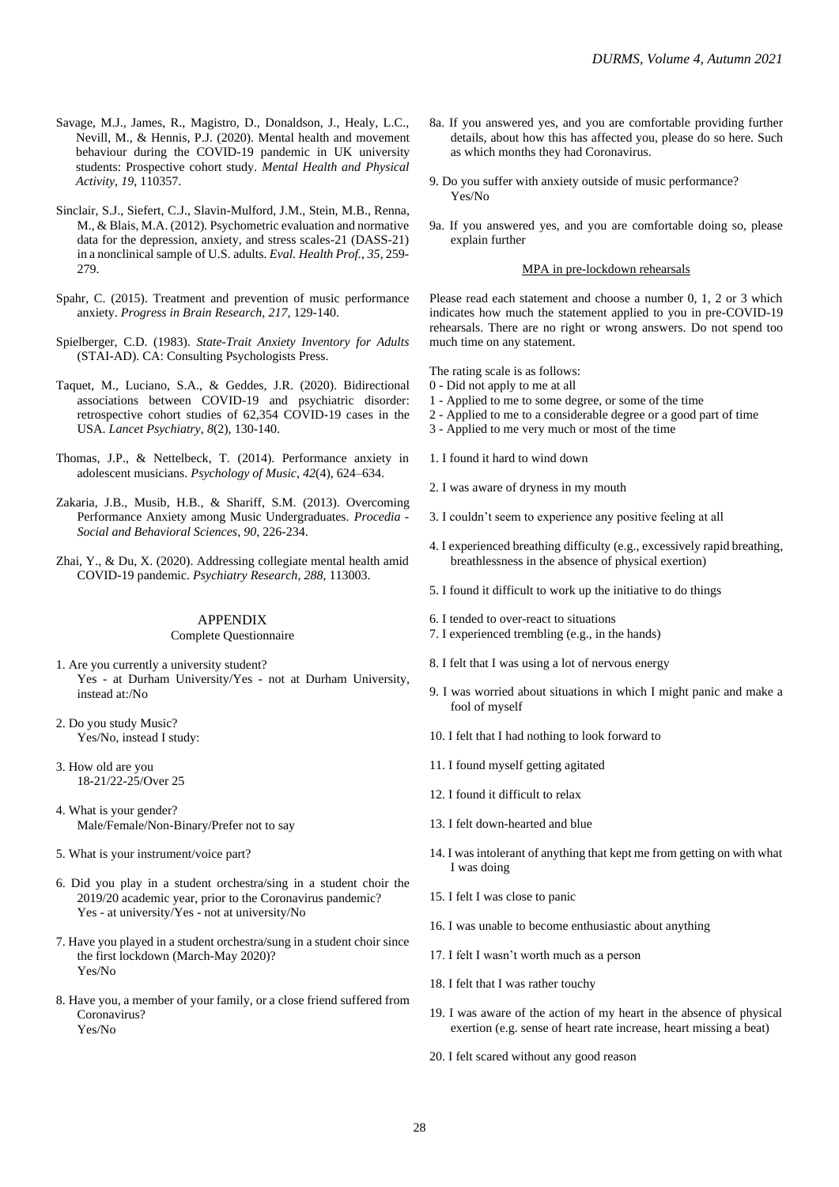Savage, M.J., James, R., Magistro, D., Donaldson, J., Healy, L.C., Nevill, M., & Hennis, P.J. (2020). Mental health and movement behaviour during the COVID-19 pandemic in UK university students: Prospective cohort study. *Mental Health and Physical Activity*, *19*, 110357.

Sinclair, S.J., Siefert, C.J., Slavin-Mulford, J.M., Stein, M.B., Renna, M., & Blais, M.A. (2012). Psychometric evaluation and normative data for the depression, anxiety, and stress scales-21 (DASS-21) in a nonclinical sample of U.S. adults. *Eval. Health Prof.*, *35*, 259-279.

Spahr, C. (2015). Treatment and prevention of music performance anxiety. *Progress in Brain Research*, *217*, 129-140.

Spielberger, C.D. (1983). *State-Trait Anxiety Inventory for Adults* (STAI-AD). CA: Consulting Psychologists Press.

Taquet, M., Luciano, S.A., & Geddes, J.R. (2020). Bidirectional associations between COVID-19 and psychiatric disorder: retrospective cohort studies of 62,354 COVID-19 cases in the USA. *Lancet Psychiatry*, *8*(2), 130-140.

Thomas, J.P., & Nettelbeck, T. (2014). Performance anxiety in adolescent musicians. *Psychology of Music*, *42*(4), 624–634.

Zakaria, J.B., Musib, H.B., & Shariff, S.M. (2013). Overcoming Performance Anxiety among Music Undergraduates. *Procedia - Social and Behavioral Sciences*, *90*, 226-234.

Zhai, Y., & Du, X. (2020). Addressing collegiate mental health amid COVID-19 pandemic. *Psychiatry Research*, *288*, 113003.

## APPENDIX

Complete Questionnaire

1. Are you currently a university student?
   Yes - at Durham University/Yes - not at Durham University, instead at:/No

2. Do you study Music?
   Yes/No, instead I study:

3. How old are you
   18-21/22-25/Over 25

4. What is your gender?
   Male/Female/Non-Binary/Prefer not to say

5. What is your instrument/voice part?

6. Did you play in a student orchestra/sing in a student choir the 2019/20 academic year, prior to the Coronavirus pandemic?
   Yes - at university/Yes - not at university/No

7. Have you played in a student orchestra/sung in a student choir since the first lockdown (March-May 2020)?
   Yes/No

8. Have you, a member of your family, or a close friend suffered from Coronavirus?
   Yes/No

8a. If you answered yes, and you are comfortable providing further details, about how this has affected you, please do so here. Such as which months they had Coronavirus.

9. Do you suffer with anxiety outside of music performance?
   Yes/No

9a. If you answered yes, and you are comfortable doing so, please explain further

### MPA in pre-lockdown rehearsals

Please read each statement and choose a number 0, 1, 2 or 3 which indicates how much the statement applied to you in pre-COVID-19 rehearsals. There are no right or wrong answers. Do not spend too much time on any statement.

The rating scale is as follows:
0 - Did not apply to me at all
1 - Applied to me to some degree, or some of the time
2 - Applied to me to a considerable degree or a good part of time
3 - Applied to me very much or most of the time

1. I found it hard to wind down

2. I was aware of dryness in my mouth

3. I couldn't seem to experience any positive feeling at all

4. I experienced breathing difficulty (e.g., excessively rapid breathing, breathlessness in the absence of physical exertion)

5. I found it difficult to work up the initiative to do things

6. I tended to over-react to situations

7. I experienced trembling (e.g., in the hands)

8. I felt that I was using a lot of nervous energy

9. I was worried about situations in which I might panic and make a fool of myself

10. I felt that I had nothing to look forward to

11. I found myself getting agitated

12. I found it difficult to relax

13. I felt down-hearted and blue

14. I was intolerant of anything that kept me from getting on with what I was doing

15. I felt I was close to panic

16. I was unable to become enthusiastic about anything

17. I felt I wasn't worth much as a person

18. I felt that I was rather touchy

19. I was aware of the action of my heart in the absence of physical exertion (e.g. sense of heart rate increase, heart missing a beat)

20. I felt scared without any good reason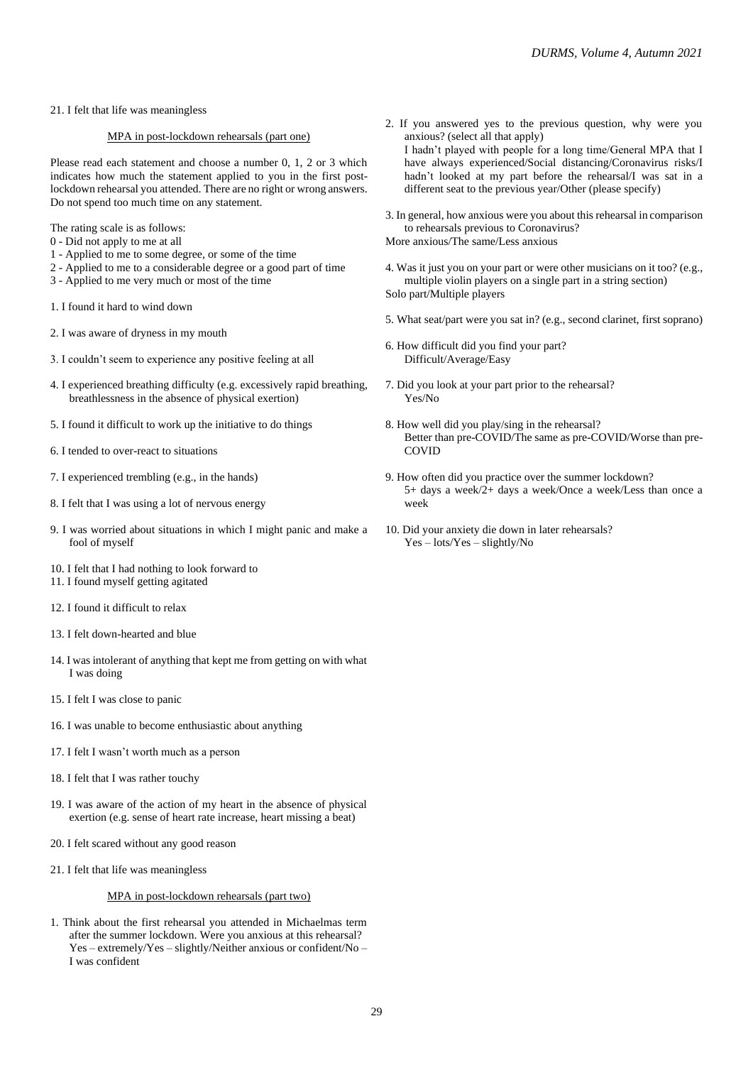21. I felt that life was meaningless

MPA in post-lockdown rehearsals (part one)

Please read each statement and choose a number 0, 1, 2 or 3 which indicates how much the statement applied to you in the first post-lockdown rehearsal you attended. There are no right or wrong answers. Do not spend too much time on any statement.

The rating scale is as follows:
0 - Did not apply to me at all
1 - Applied to me to some degree, or some of the time
2 - Applied to me to a considerable degree or a good part of time
3 - Applied to me very much or most of the time

1. I found it hard to wind down

2. I was aware of dryness in my mouth

3. I couldn't seem to experience any positive feeling at all

4. I experienced breathing difficulty (e.g. excessively rapid breathing, breathlessness in the absence of physical exertion)

5. I found it difficult to work up the initiative to do things

6. I tended to over-react to situations

7. I experienced trembling (e.g., in the hands)

8. I felt that I was using a lot of nervous energy

9. I was worried about situations in which I might panic and make a fool of myself

10. I felt that I had nothing to look forward to
11. I found myself getting agitated

12. I found it difficult to relax

13. I felt down-hearted and blue

14. I was intolerant of anything that kept me from getting on with what I was doing

15. I felt I was close to panic

16. I was unable to become enthusiastic about anything

17. I felt I wasn't worth much as a person

18. I felt that I was rather touchy

19. I was aware of the action of my heart in the absence of physical exertion (e.g. sense of heart rate increase, heart missing a beat)

20. I felt scared without any good reason

21. I felt that life was meaningless

MPA in post-lockdown rehearsals (part two)

1. Think about the first rehearsal you attended in Michaelmas term after the summer lockdown. Were you anxious at this rehearsal?
   Yes – extremely/Yes – slightly/Neither anxious or confident/No – I was confident

2. If you answered yes to the previous question, why were you anxious? (select all that apply)
   I hadn't played with people for a long time/General MPA that I have always experienced/Social distancing/Coronavirus risks/I hadn't looked at my part before the rehearsal/I was sat in a different seat to the previous year/Other (please specify)

3. In general, how anxious were you about this rehearsal in comparison to rehearsals previous to Coronavirus?
More anxious/The same/Less anxious

4. Was it just you on your part or were other musicians on it too? (e.g., multiple violin players on a single part in a string section)
Solo part/Multiple players

5. What seat/part were you sat in? (e.g., second clarinet, first soprano)

6. How difficult did you find your part?
   Difficult/Average/Easy

7. Did you look at your part prior to the rehearsal?
   Yes/No

8. How well did you play/sing in the rehearsal?
   Better than pre-COVID/The same as pre-COVID/Worse than pre-COVID

9. How often did you practice over the summer lockdown?
   5+ days a week/2+ days a week/Once a week/Less than once a week

10. Did your anxiety die down in later rehearsals?
    Yes – lots/Yes – slightly/No